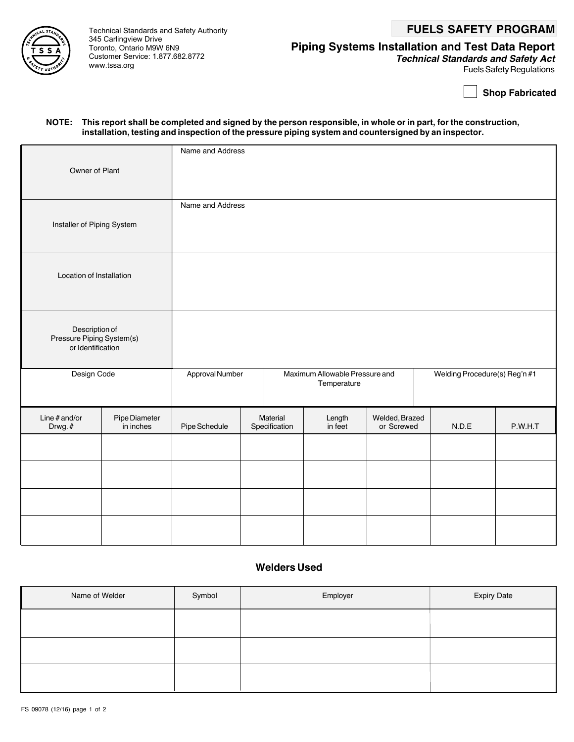Technical Standards and Safety Authority
345 Carlingview Drive
Toronto, Ontario M9W 6N9
Customer Service: 1.877.682.8772
www.tssa.org

# FUELS SAFETY PROGRAM

## Piping Systems Installation and Test Data Report

***Technical Standards and Safety Act***

Fuels Safety Regulations

☐ **Shop Fabricated**

**NOTE: This report shall be completed and signed by the person responsible, in whole or in part, for the construction, installation, testing and inspection of the pressure piping system and countersigned by an inspector.**

| | |
|---|---|
| Owner of Plant | Name and Address |
| Installer of Piping System | Name and Address |
| Location of Installation | |
| Description of Pressure Piping System(s) or Identification | |

| Design Code | Approval Number | Maximum Allowable Pressure and Temperature | Welding Procedure(s) Reg'n #1 |
|---|---|---|---|
| | | | |

| Line # and/or Drwg. # | Pipe Diameter in inches | Pipe Schedule | Material Specification | Length in feet | Welded, Brazed or Screwed | N.D.E | P.W.H.T |
|---|---|---|---|---|---|---|---|
| | | | | | | | |
| | | | | | | | |
| | | | | | | | |
| | | | | | | | |

### Welders Used

| Name of Welder | Symbol | Employer | Expiry Date |
|---|---|---|---|
| | | | |
| | | | |
| | | | |

FS 09078 (12/16)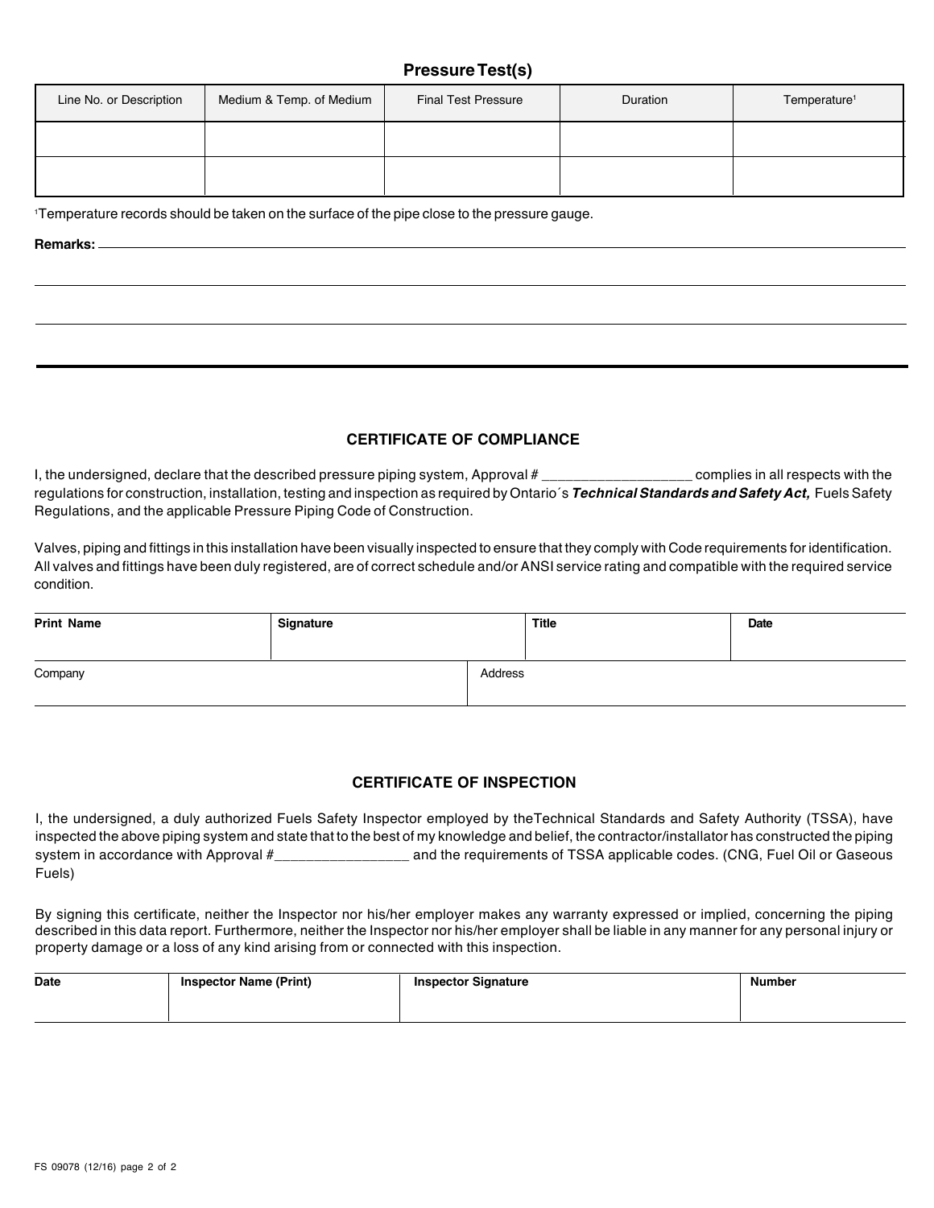## Pressure Test(s)

| Line No. or Description | Medium & Temp. of Medium | Final Test Pressure | Duration | Temperature[1] |
|---|---|---|---|---|
| | | | | |
| | | | | |

[1]Temperature records should be taken on the surface of the pipe close to the pressure gauge.

**Remarks:** \_\_\_\_\_\_\_\_\_\_\_\_\_\_\_\_\_\_\_\_\_\_\_\_\_\_\_\_\_\_\_\_\_\_\_\_\_\_\_\_\_\_\_\_\_\_\_\_

\_\_\_\_\_\_\_\_\_\_\_\_\_\_\_\_\_\_\_\_\_\_\_\_\_\_\_\_\_\_\_\_\_\_\_\_\_\_\_\_\_\_\_\_\_\_\_\_\_\_\_\_\_\_\_\_

\_\_\_\_\_\_\_\_\_\_\_\_\_\_\_\_\_\_\_\_\_\_\_\_\_\_\_\_\_\_\_\_\_\_\_\_\_\_\_\_\_\_\_\_\_\_\_\_\_\_\_\_\_\_\_\_

### CERTIFICATE OF COMPLIANCE

I, the undersigned, declare that the described pressure piping system, Approval # __________________ complies in all respects with the regulations for construction, installation, testing and inspection as required by Ontario´s ***Technical Standards and Safety Act,*** Fuels Safety Regulations, and the applicable Pressure Piping Code of Construction.

Valves, piping and fittings in this installation have been visually inspected to ensure that they comply with Code requirements for identification. All valves and fittings have been duly registered, are of correct schedule and/or ANSI service rating and compatible with the required service condition.

| **Print Name** | **Signature** | **Title** | **Date** |
|---|---|---|---|
| | | | |

| Company | Address |
|---|---|
| | |

### CERTIFICATE OF INSPECTION

I, the undersigned, a duly authorized Fuels Safety Inspector employed by theTechnical Standards and Safety Authority (TSSA), have inspected the above piping system and state that to the best of my knowledge and belief, the contractor/installator has constructed the piping system in accordance with Approval #________________ and the requirements of TSSA applicable codes. (CNG, Fuel Oil or Gaseous Fuels)

By signing this certificate, neither the Inspector nor his/her employer makes any warranty expressed or implied, concerning the piping described in this data report. Furthermore, neither the Inspector nor his/her employer shall be liable in any manner for any personal injury or property damage or a loss of any kind arising from or connected with this inspection.

| **Date** | **Inspector Name (Print)** | **Inspector Signature** | **Number** |
|---|---|---|---|
| | | | |

FS 09078 (12/16)